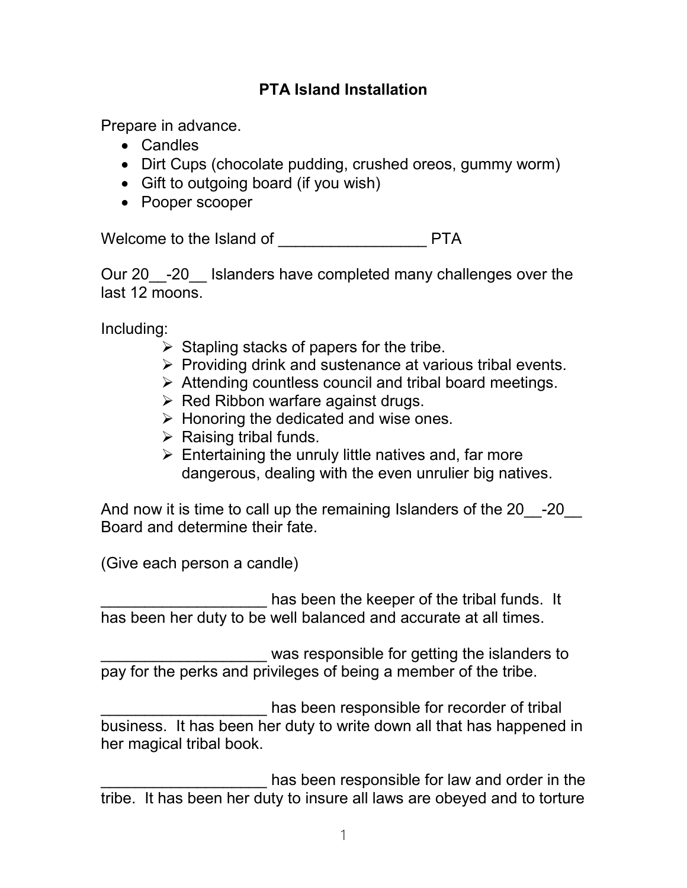# PTA Island Installation

Prepare in advance.

- Candles
- Dirt Cups (chocolate pudding, crushed oreos, gummy worm)
- Gift to outgoing board (if you wish)
- Pooper scooper

Welcome to the Island of _________________ PTA

Our 20__-20__ Islanders have completed many challenges over the last 12 moons.

Including:

- Stapling stacks of papers for the tribe.
- Providing drink and sustenance at various tribal events.
- Attending countless council and tribal board meetings.
- Red Ribbon warfare against drugs.
- Honoring the dedicated and wise ones.
- Raising tribal funds.
- Entertaining the unruly little natives and, far more dangerous, dealing with the even unrulier big natives.

And now it is time to call up the remaining Islanders of the 20__-20__ Board and determine their fate.

(Give each person a candle)

___________________ has been the keeper of the tribal funds. It has been her duty to be well balanced and accurate at all times.

___________________ was responsible for getting the islanders to pay for the perks and privileges of being a member of the tribe.

___________________ has been responsible for recorder of tribal business. It has been her duty to write down all that has happened in her magical tribal book.

___________________ has been responsible for law and order in the tribe. It has been her duty to insure all laws are obeyed and to torture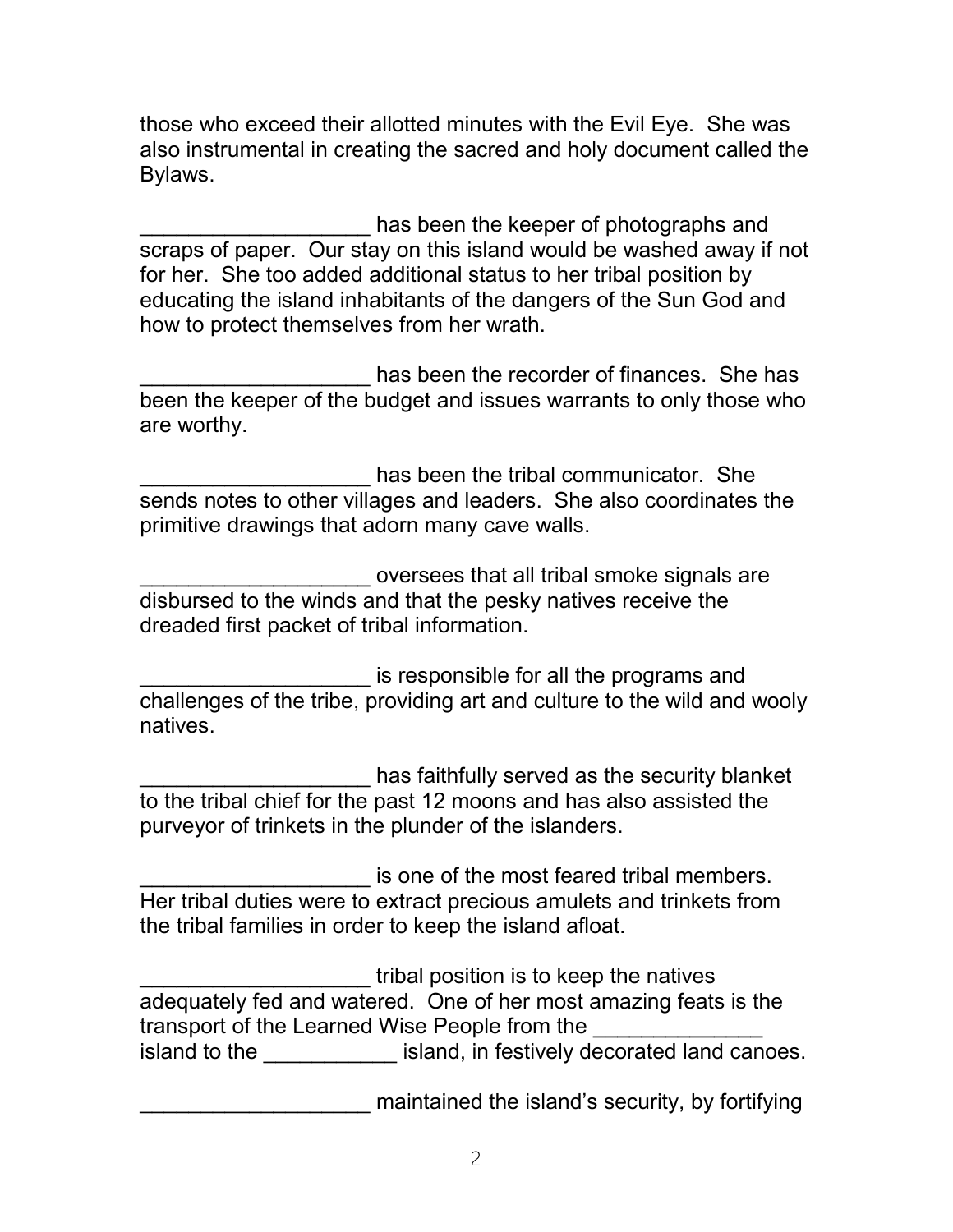those who exceed their allotted minutes with the Evil Eye. She was also instrumental in creating the sacred and holy document called the Bylaws.

___________________ has been the keeper of photographs and scraps of paper. Our stay on this island would be washed away if not for her. She too added additional status to her tribal position by educating the island inhabitants of the dangers of the Sun God and how to protect themselves from her wrath.

___________________ has been the recorder of finances. She has been the keeper of the budget and issues warrants to only those who are worthy.

___________________ has been the tribal communicator. She sends notes to other villages and leaders. She also coordinates the primitive drawings that adorn many cave walls.

___________________ oversees that all tribal smoke signals are disbursed to the winds and that the pesky natives receive the dreaded first packet of tribal information.

___________________ is responsible for all the programs and challenges of the tribe, providing art and culture to the wild and wooly natives.

___________________ has faithfully served as the security blanket to the tribal chief for the past 12 moons and has also assisted the purveyor of trinkets in the plunder of the islanders.

___________________ is one of the most feared tribal members. Her tribal duties were to extract precious amulets and trinkets from the tribal families in order to keep the island afloat.

___________________ tribal position is to keep the natives adequately fed and watered. One of her most amazing feats is the transport of the Learned Wise People from the ______________ island to the ___________ island, in festively decorated land canoes.

___________________ maintained the island's security, by fortifying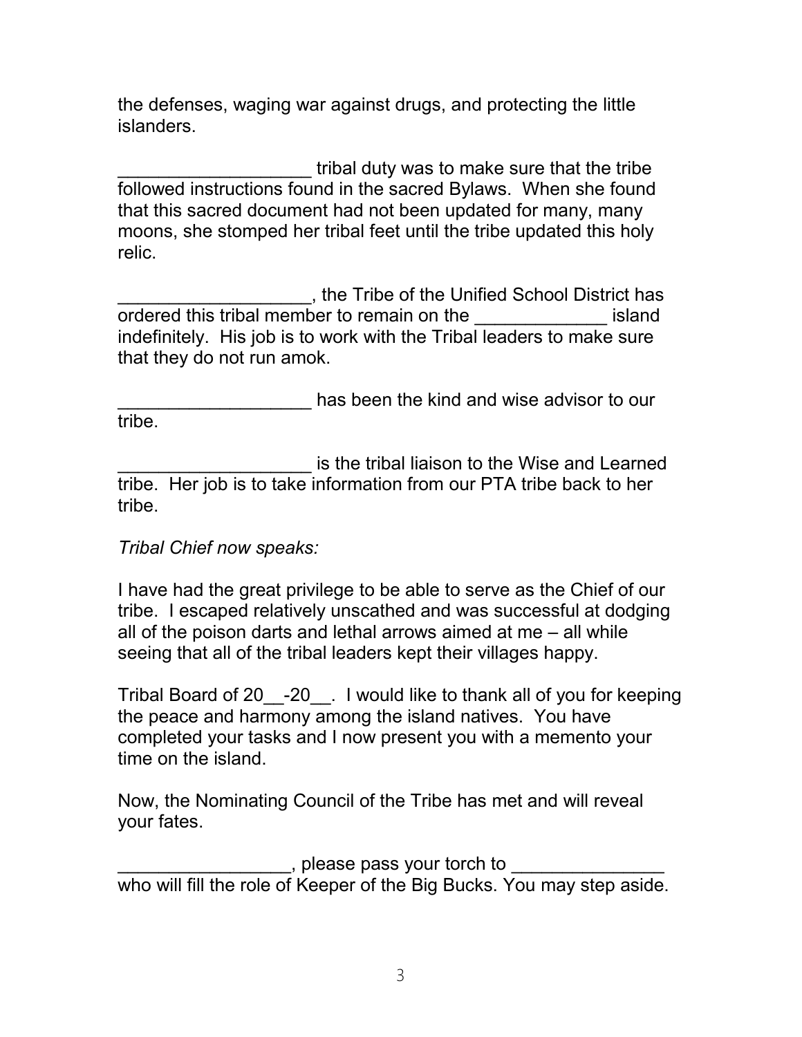the defenses, waging war against drugs, and protecting the little islanders.

___________________ tribal duty was to make sure that the tribe followed instructions found in the sacred Bylaws. When she found that this sacred document had not been updated for many, many moons, she stomped her tribal feet until the tribe updated this holy relic.

___________________, the Tribe of the Unified School District has ordered this tribal member to remain on the _____________ island indefinitely. His job is to work with the Tribal leaders to make sure that they do not run amok.

___________________ has been the kind and wise advisor to our tribe.

___________________ is the tribal liaison to the Wise and Learned tribe. Her job is to take information from our PTA tribe back to her tribe.

*Tribal Chief now speaks:*

I have had the great privilege to be able to serve as the Chief of our tribe. I escaped relatively unscathed and was successful at dodging all of the poison darts and lethal arrows aimed at me – all while seeing that all of the tribal leaders kept their villages happy.

Tribal Board of 20__-20__. I would like to thank all of you for keeping the peace and harmony among the island natives. You have completed your tasks and I now present you with a memento your time on the island.

Now, the Nominating Council of the Tribe has met and will reveal your fates.

_________________, please pass your torch to _______________ who will fill the role of Keeper of the Big Bucks. You may step aside.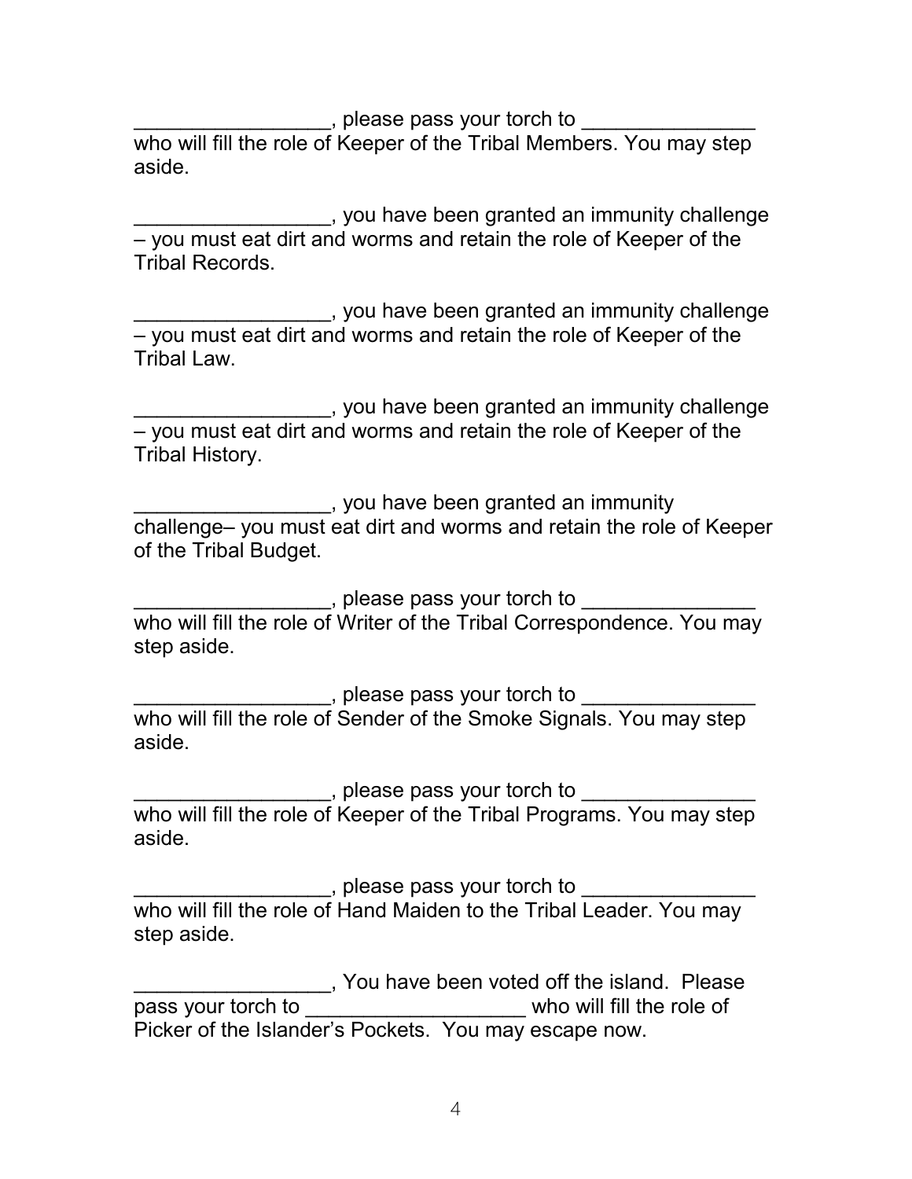_________________, please pass your torch to _______________ who will fill the role of Keeper of the Tribal Members. You may step aside.

_________________, you have been granted an immunity challenge – you must eat dirt and worms and retain the role of Keeper of the Tribal Records.

_________________, you have been granted an immunity challenge – you must eat dirt and worms and retain the role of Keeper of the Tribal Law.

_________________, you have been granted an immunity challenge – you must eat dirt and worms and retain the role of Keeper of the Tribal History.

_________________, you have been granted an immunity challenge– you must eat dirt and worms and retain the role of Keeper of the Tribal Budget.

_________________, please pass your torch to _______________ who will fill the role of Writer of the Tribal Correspondence. You may step aside.

_________________, please pass your torch to _______________ who will fill the role of Sender of the Smoke Signals. You may step aside.

_________________, please pass your torch to _______________ who will fill the role of Keeper of the Tribal Programs. You may step aside.

_________________, please pass your torch to _______________ who will fill the role of Hand Maiden to the Tribal Leader. You may step aside.

_________________, You have been voted off the island. Please pass your torch to ___________________ who will fill the role of Picker of the Islander's Pockets. You may escape now.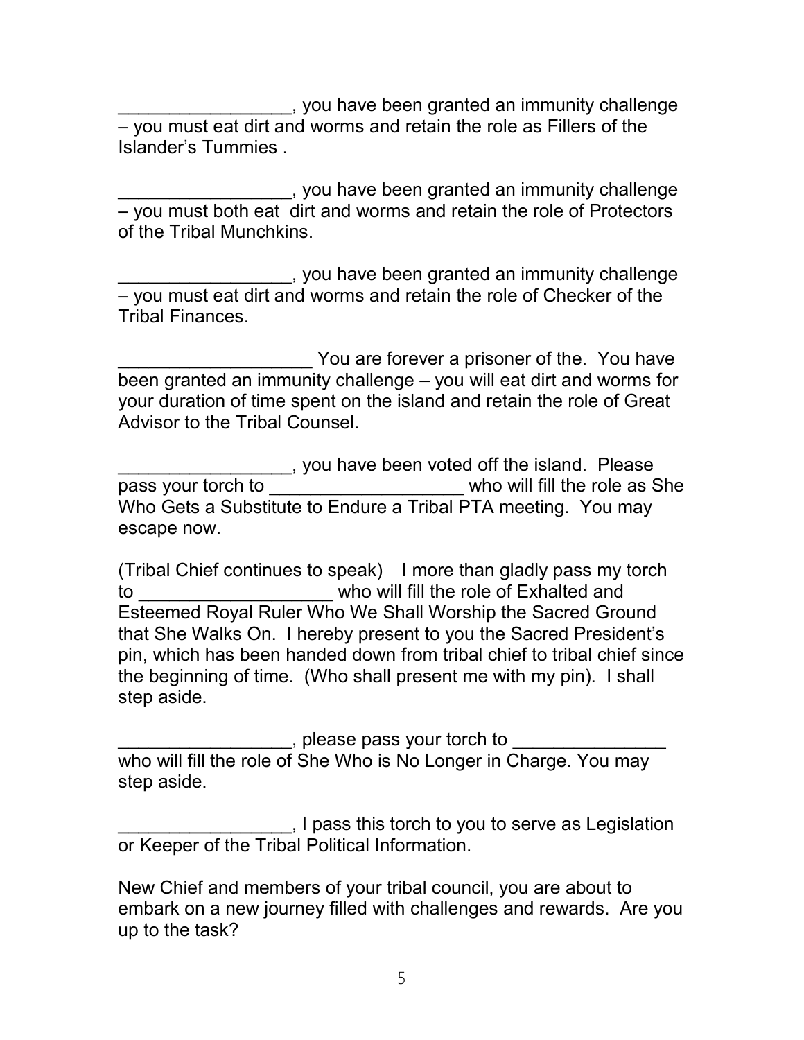_________________, you have been granted an immunity challenge – you must eat dirt and worms and retain the role as Fillers of the Islander's Tummies .

_________________, you have been granted an immunity challenge – you must both eat  dirt and worms and retain the role of Protectors of the Tribal Munchkins.

_________________, you have been granted an immunity challenge – you must eat dirt and worms and retain the role of Checker of the Tribal Finances.

___________________ You are forever a prisoner of the.  You have been granted an immunity challenge – you will eat dirt and worms for your duration of time spent on the island and retain the role of Great Advisor to the Tribal Counsel.

_________________, you have been voted off the island.  Please pass your torch to ___________________ who will fill the role as She Who Gets a Substitute to Endure a Tribal PTA meeting.  You may escape now.

(Tribal Chief continues to speak)    I more than gladly pass my torch to ___________________ who will fill the role of Exhalted and Esteemed Royal Ruler Who We Shall Worship the Sacred Ground that She Walks On.  I hereby present to you the Sacred President's pin, which has been handed down from tribal chief to tribal chief since the beginning of time.  (Who shall present me with my pin).  I shall step aside.

_________________, please pass your torch to _______________ who will fill the role of She Who is No Longer in Charge. You may step aside.

_________________, I pass this torch to you to serve as Legislation or Keeper of the Tribal Political Information.

New Chief and members of your tribal council, you are about to embark on a new journey filled with challenges and rewards.  Are you up to the task?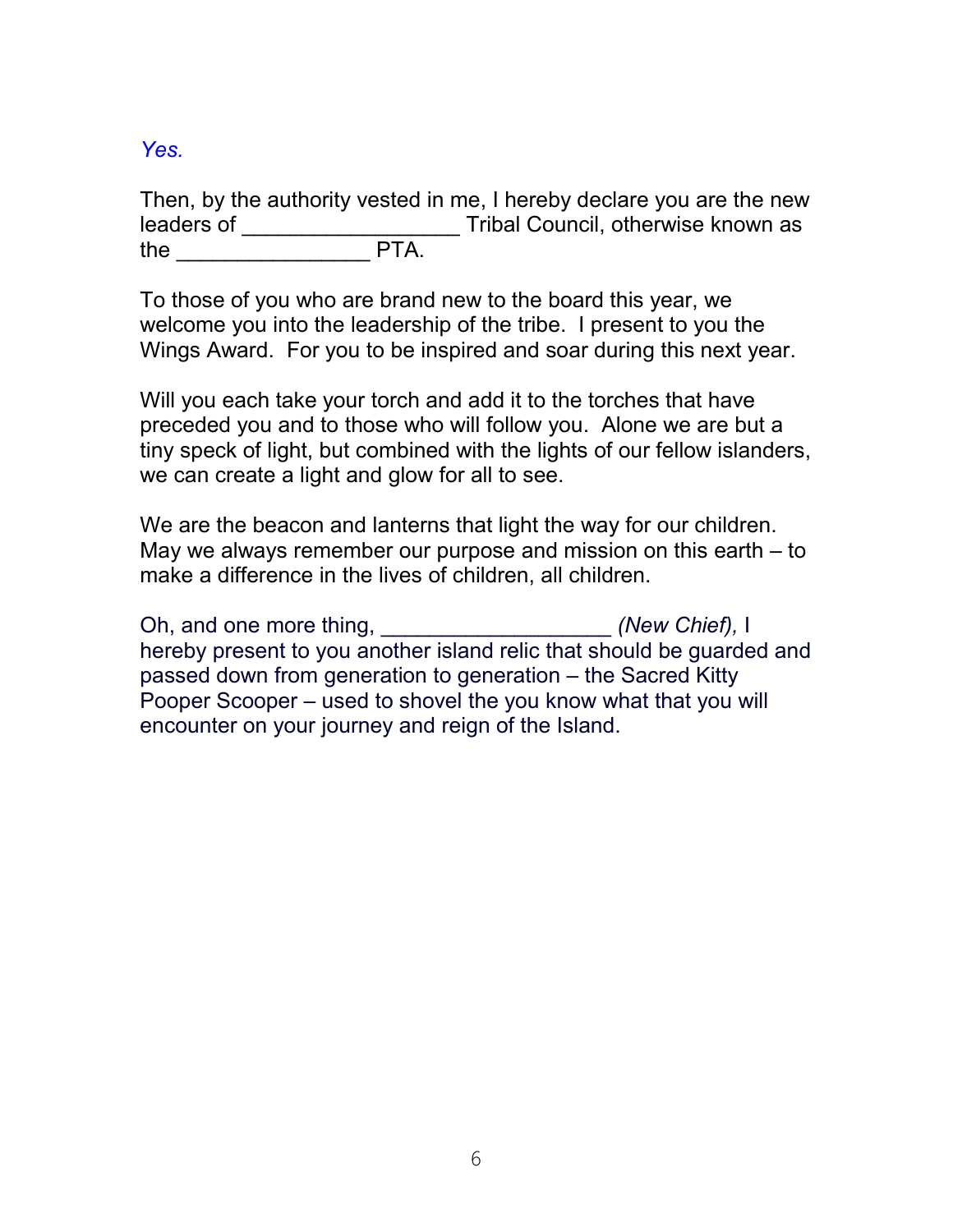*Yes.*

Then, by the authority vested in me, I hereby declare you are the new leaders of __________________ Tribal Council, otherwise known as the ________________ PTA.

To those of you who are brand new to the board this year, we welcome you into the leadership of the tribe. I present to you the Wings Award. For you to be inspired and soar during this next year.

Will you each take your torch and add it to the torches that have preceded you and to those who will follow you. Alone we are but a tiny speck of light, but combined with the lights of our fellow islanders, we can create a light and glow for all to see.

We are the beacon and lanterns that light the way for our children. May we always remember our purpose and mission on this earth – to make a difference in the lives of children, all children.

Oh, and one more thing, ___________________ *(New Chief),* I hereby present to you another island relic that should be guarded and passed down from generation to generation – the Sacred Kitty Pooper Scooper – used to shovel the you know what that you will encounter on your journey and reign of the Island.